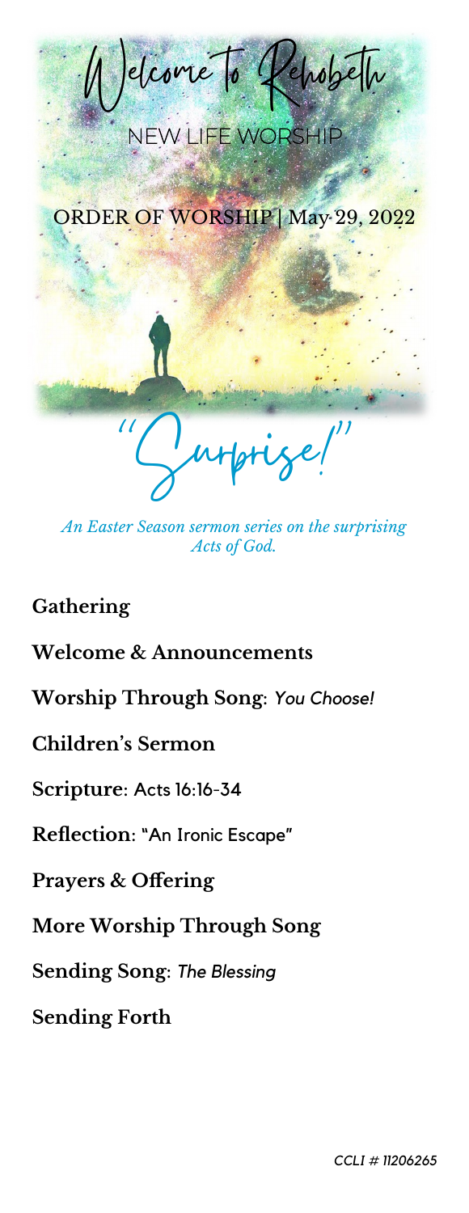# Welcome to Rehobeth

## NEW LIFE WORSHIP

ORDER OF WORSHIP | May 29, 2022

# "Surprise!"

*An Easter Season sermon series on the surprising Acts of God.*

**Gathering**

**Welcome & Announcements**

**Worship Through Song**: *You Choose!*

**Children's Sermon**

**Scripture**: Acts 16:16-34

**Reflection**: "An Ironic Escape"

**Prayers & Offering**

**More Worship Through Song**

**Sending Song**: *The Blessing*

**Sending Forth**

*CCLI # 11206265*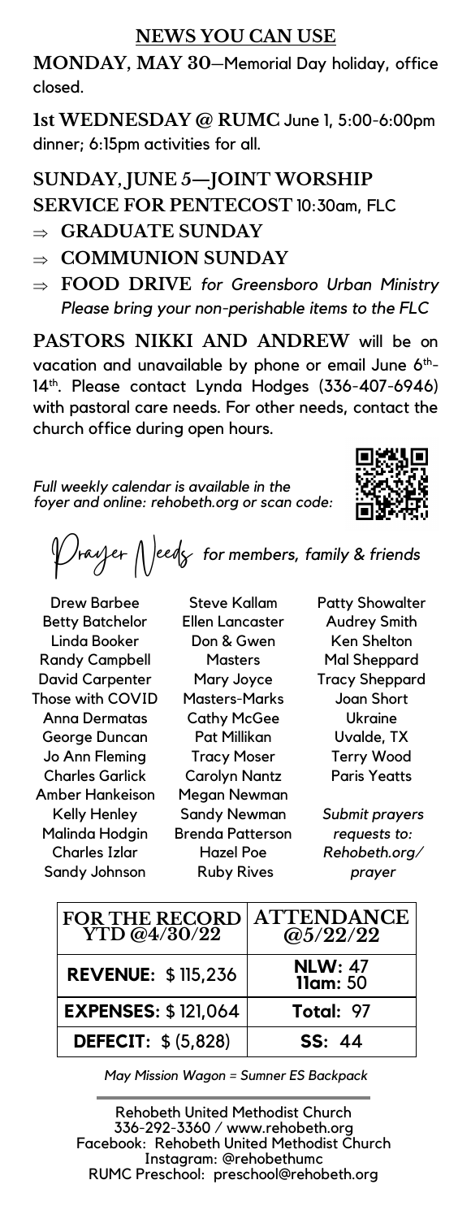## NEWS YOU CAN USE

**MONDAY, MAY 30**—Memorial Day holiday, office closed.

**1st WEDNESDAY @ RUMC** June 1, 5:00-6:00pm dinner; 6:15pm activities for all.

**SUNDAY, JUNE 5—JOINT WORSHIP SERVICE FOR PENTECOST** 10:30am, FLC

- ⇒ **GRADUATE SUNDAY**
- ⇒ **COMMUNION SUNDAY**
- ⇒ **FOOD DRIVE** *for Greensboro Urban Ministry Please bring your non-perishable items to the FLC*

**PASTORS NIKKI AND ANDREW** will be on vacation and unavailable by phone or email June 6th-14th. Please contact Lynda Hodges (336-407-6946) with pastoral care needs. For other needs, contact the church office during open hours.

*Full weekly calendar is available in the foyer and online: rehobeth.org or scan code:*

## Prayer Needs *for members, family & friends*

Drew Barbee
Betty Batchelor
Linda Booker
Randy Campbell
David Carpenter
Those with COVID
Anna Dermatas
George Duncan
Jo Ann Fleming
Charles Garlick
Amber Hankeison
Kelly Henley
Malinda Hodgin
Charles Izlar
Sandy Johnson
Steve Kallam
Ellen Lancaster
Don & Gwen Masters
Mary Joyce Masters-Marks
Cathy McGee
Pat Millikan
Tracy Moser
Carolyn Nantz
Megan Newman
Sandy Newman
Brenda Patterson
Hazel Poe
Ruby Rives
Patty Showalter
Audrey Smith
Ken Shelton
Mal Sheppard
Tracy Sheppard
Joan Short
Ukraine
Uvalde, TX
Terry Wood
Paris Yeatts

*Submit prayers requests to: Rehobeth.org/prayer*

| FOR THE RECORD YTD @4/30/22 | ATTENDANCE @5/22/22 |
|---|---|
| **REVENUE:** $ 115,236 | **NLW:** 47 **11am:** 50 |
| **EXPENSES:** $ 121,064 | **Total:** 97 |
| **DEFECIT:** $ (5,828) | **SS:** 44 |

*May Mission Wagon = Sumner ES Backpack*

Rehobeth United Methodist Church
336-292-3360 / www.rehobeth.org
Facebook: Rehobeth United Methodist Church
Instagram: @rehobethumc
RUMC Preschool: preschool@rehobeth.org